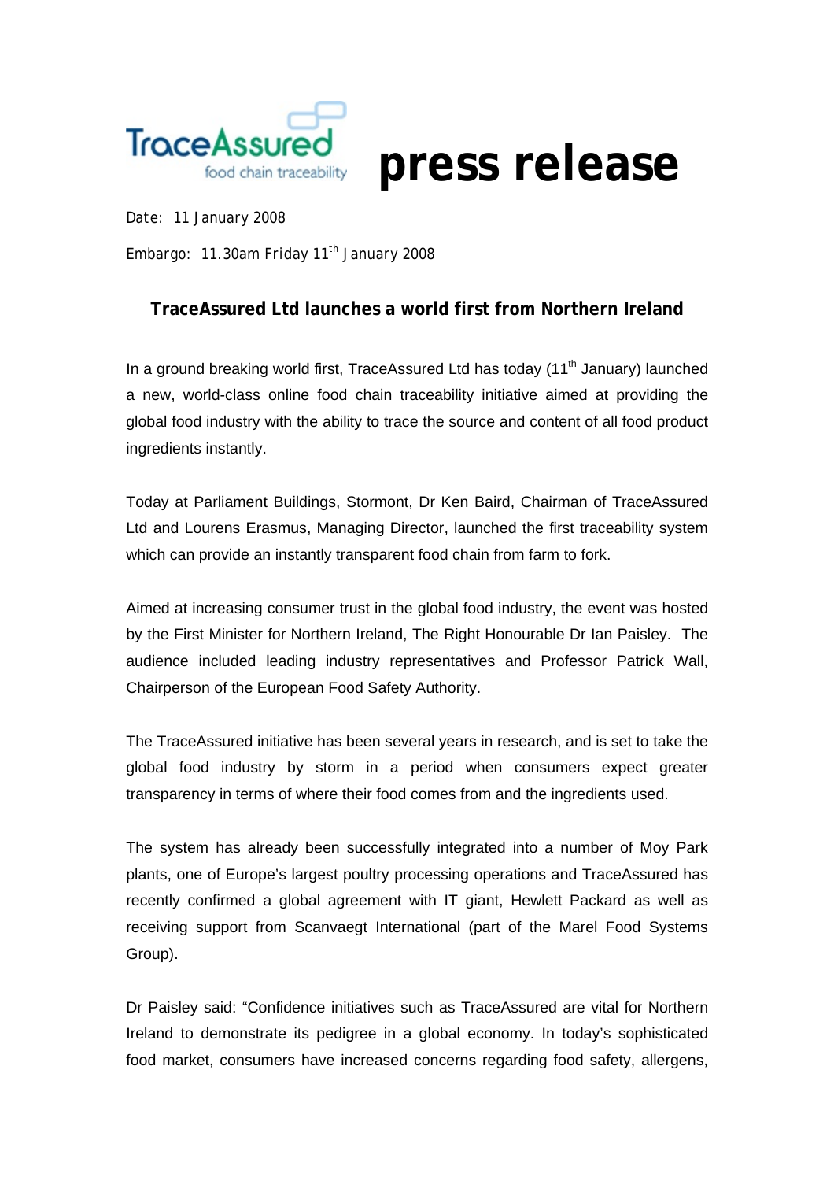TraceAssured
food chain traceability

# press release

*Date: 11 January 2008*

*Embargo: 11.30am Friday 11th January 2008*

## TraceAssured Ltd launches a world first from Northern Ireland

In a ground breaking world first, TraceAssured Ltd has today (11th January) launched a new, world-class online food chain traceability initiative aimed at providing the global food industry with the ability to trace the source and content of all food product ingredients instantly.

Today at Parliament Buildings, Stormont, Dr Ken Baird, Chairman of TraceAssured Ltd and Lourens Erasmus, Managing Director, launched the first traceability system which can provide an instantly transparent food chain from farm to fork.

Aimed at increasing consumer trust in the global food industry, the event was hosted by the First Minister for Northern Ireland, The Right Honourable Dr Ian Paisley. The audience included leading industry representatives and Professor Patrick Wall, Chairperson of the European Food Safety Authority.

The TraceAssured initiative has been several years in research, and is set to take the global food industry by storm in a period when consumers expect greater transparency in terms of where their food comes from and the ingredients used.

The system has already been successfully integrated into a number of Moy Park plants, one of Europe's largest poultry processing operations and TraceAssured has recently confirmed a global agreement with IT giant, Hewlett Packard as well as receiving support from Scanvaegt International (part of the Marel Food Systems Group).

Dr Paisley said: "Confidence initiatives such as TraceAssured are vital for Northern Ireland to demonstrate its pedigree in a global economy. In today's sophisticated food market, consumers have increased concerns regarding food safety, allergens,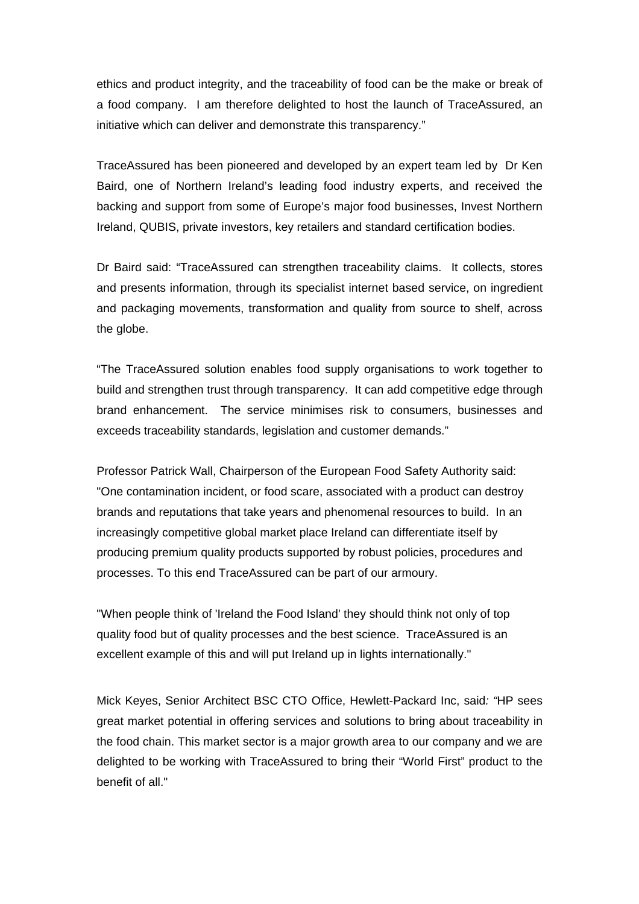ethics and product integrity, and the traceability of food can be the make or break of a food company. I am therefore delighted to host the launch of TraceAssured, an initiative which can deliver and demonstrate this transparency."

TraceAssured has been pioneered and developed by an expert team led by Dr Ken Baird, one of Northern Ireland's leading food industry experts, and received the backing and support from some of Europe's major food businesses, Invest Northern Ireland, QUBIS, private investors, key retailers and standard certification bodies.

Dr Baird said: "TraceAssured can strengthen traceability claims. It collects, stores and presents information, through its specialist internet based service, on ingredient and packaging movements, transformation and quality from source to shelf, across the globe.

"The TraceAssured solution enables food supply organisations to work together to build and strengthen trust through transparency. It can add competitive edge through brand enhancement. The service minimises risk to consumers, businesses and exceeds traceability standards, legislation and customer demands."

Professor Patrick Wall, Chairperson of the European Food Safety Authority said: "One contamination incident, or food scare, associated with a product can destroy brands and reputations that take years and phenomenal resources to build. In an increasingly competitive global market place Ireland can differentiate itself by producing premium quality products supported by robust policies, procedures and processes. To this end TraceAssured can be part of our armoury.

"When people think of 'Ireland the Food Island' they should think not only of top quality food but of quality processes and the best science. TraceAssured is an excellent example of this and will put Ireland up in lights internationally."

Mick Keyes, Senior Architect BSC CTO Office, Hewlett-Packard Inc, said*: "*HP sees great market potential in offering services and solutions to bring about traceability in the food chain. This market sector is a major growth area to our company and we are delighted to be working with TraceAssured to bring their "World First" product to the benefit of all."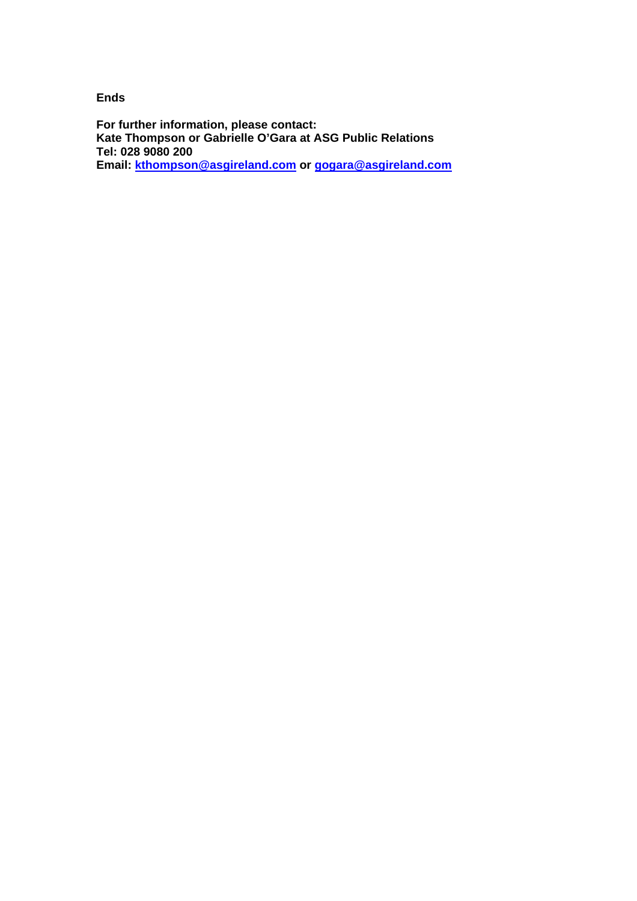**Ends**

**For further information, please contact:**
**Kate Thompson or Gabrielle O'Gara at ASG Public Relations**
**Tel: 028 9080 200**
**Email: kthompson@asgireland.com or gogara@asgireland.com**